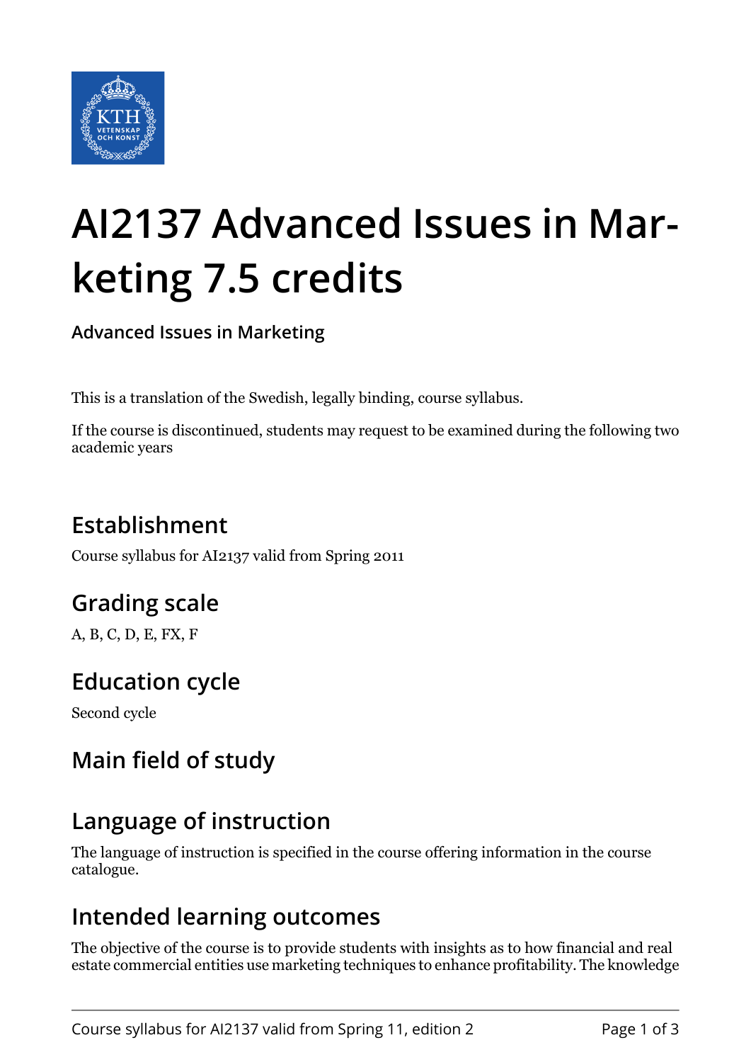# AI2137 Advanced Issues in Marketing 7.5 credits

**Advanced Issues in Marketing**

This is a translation of the Swedish, legally binding, course syllabus.

If the course is discontinued, students may request to be examined during the following two academic years

## Establishment

Course syllabus for AI2137 valid from Spring 2011

## Grading scale

A, B, C, D, E, FX, F

## Education cycle

Second cycle

## Main field of study

## Language of instruction

The language of instruction is specified in the course offering information in the course catalogue.

## Intended learning outcomes

The objective of the course is to provide students with insights as to how financial and real estate commercial entities use marketing techniques to enhance profitability. The knowledge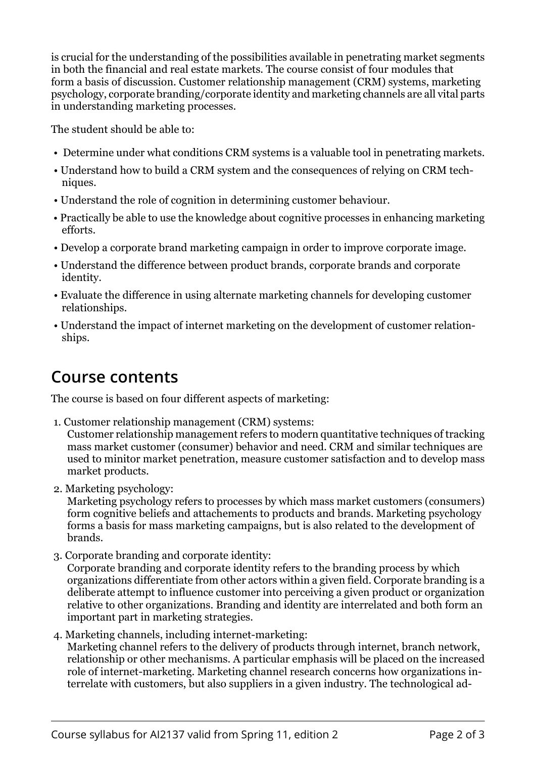is crucial for the understanding of the possibilities available in penetrating market segments in both the financial and real estate markets. The course consist of four modules that form a basis of discussion. Customer relationship management (CRM) systems, marketing psychology, corporate branding/corporate identity and marketing channels are all vital parts in understanding marketing processes.

The student should be able to:

- Determine under what conditions CRM systems is a valuable tool in penetrating markets.
- Understand how to build a CRM system and the consequences of relying on CRM techniques.
- Understand the role of cognition in determining customer behaviour.
- Practically be able to use the knowledge about cognitive processes in enhancing marketing efforts.
- Develop a corporate brand marketing campaign in order to improve corporate image.
- Understand the difference between product brands, corporate brands and corporate identity.
- Evaluate the difference in using alternate marketing channels for developing customer relationships.
- Understand the impact of internet marketing on the development of customer relationships.

## Course contents

The course is based on four different aspects of marketing:

1. Customer relationship management (CRM) systems:
   Customer relationship management refers to modern quantitative techniques of tracking mass market customer (consumer) behavior and need. CRM and similar techniques are used to minitor market penetration, measure customer satisfaction and to develop mass market products.
2. Marketing psychology:
   Marketing psychology refers to processes by which mass market customers (consumers) form cognitive beliefs and attachements to products and brands. Marketing psychology forms a basis for mass marketing campaigns, but is also related to the development of brands.
3. Corporate branding and corporate identity:
   Corporate branding and corporate identity refers to the branding process by which organizations differentiate from other actors within a given field. Corporate branding is a deliberate attempt to influence customer into perceiving a given product or organization relative to other organizations. Branding and identity are interrelated and both form an important part in marketing strategies.
4. Marketing channels, including internet-marketing:
   Marketing channel refers to the delivery of products through internet, branch network, relationship or other mechanisms. A particular emphasis will be placed on the increased role of internet-marketing. Marketing channel research concerns how organizations interrelate with customers, but also suppliers in a given industry. The technological ad-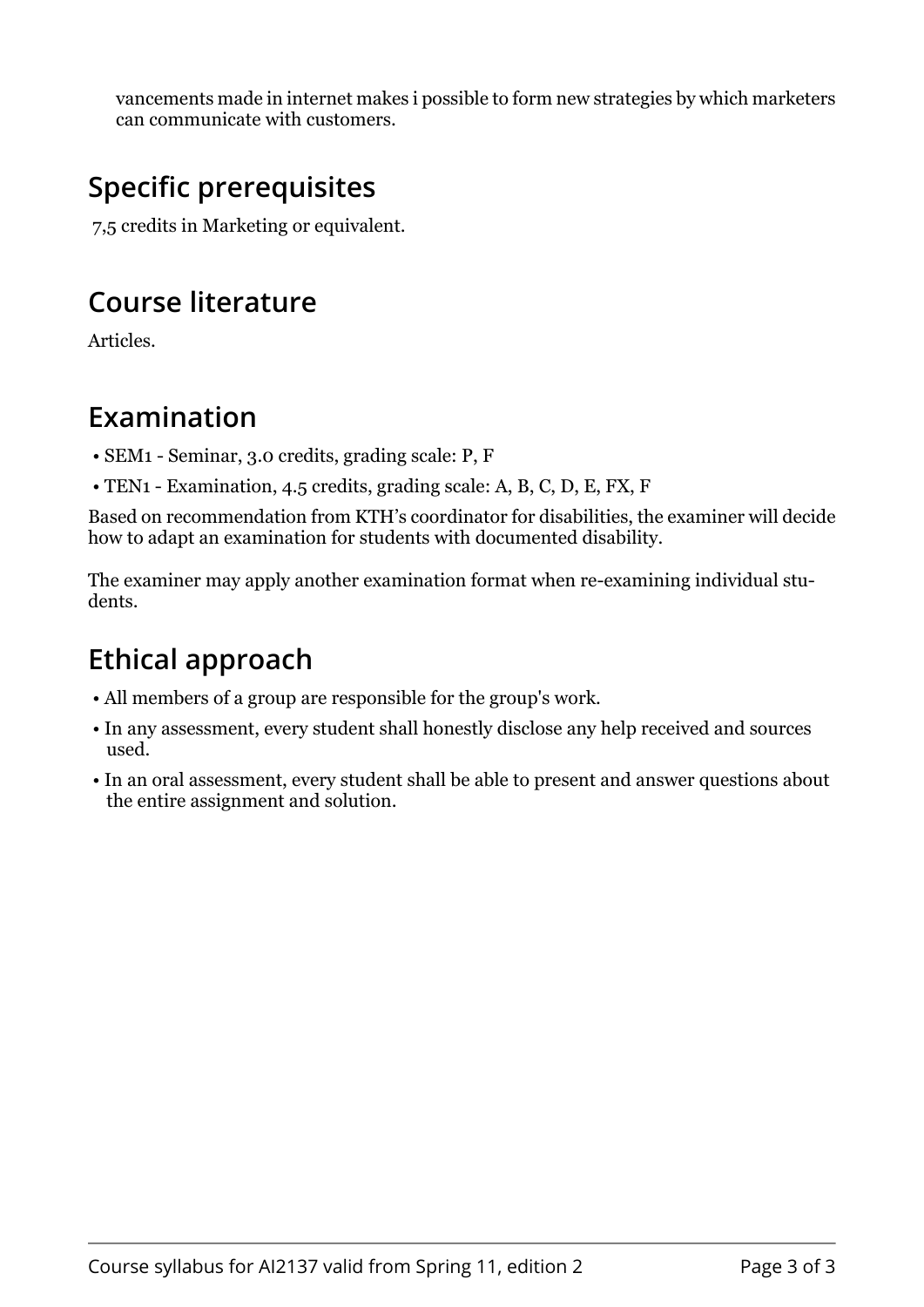vancements made in internet makes i possible to form new strategies by which marketers can communicate with customers.

## Specific prerequisites

7,5 credits in Marketing or equivalent.

## Course literature

Articles.

## Examination

- SEM1 - Seminar, 3.0 credits, grading scale: P, F
- TEN1 - Examination, 4.5 credits, grading scale: A, B, C, D, E, FX, F

Based on recommendation from KTH's coordinator for disabilities, the examiner will decide how to adapt an examination for students with documented disability.

The examiner may apply another examination format when re-examining individual students.

## Ethical approach

- All members of a group are responsible for the group's work.
- In any assessment, every student shall honestly disclose any help received and sources used.
- In an oral assessment, every student shall be able to present and answer questions about the entire assignment and solution.